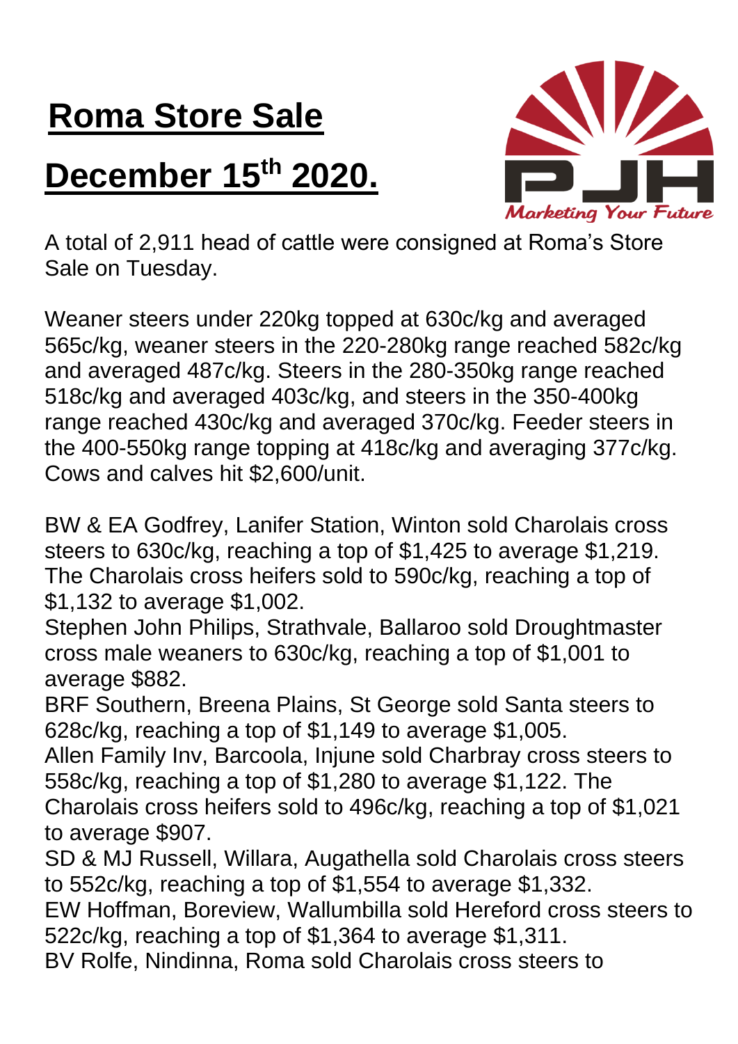# Roma Store Sale

# December 15th 2020.

A total of 2,911 head of cattle were consigned at Roma's Store Sale on Tuesday.

Weaner steers under 220kg topped at 630c/kg and averaged 565c/kg, weaner steers in the 220-280kg range reached 582c/kg and averaged 487c/kg. Steers in the 280-350kg range reached 518c/kg and averaged 403c/kg, and steers in the 350-400kg range reached 430c/kg and averaged 370c/kg. Feeder steers in the 400-550kg range topping at 418c/kg and averaging 377c/kg. Cows and calves hit $2,600/unit.

BW & EA Godfrey, Lanifer Station, Winton sold Charolais cross steers to 630c/kg, reaching a top of $1,425 to average $1,219. The Charolais cross heifers sold to 590c/kg, reaching a top of $1,132 to average $1,002.
Stephen John Philips, Strathvale, Ballaroo sold Droughtmaster cross male weaners to 630c/kg, reaching a top of $1,001 to average $882.
BRF Southern, Breena Plains, St George sold Santa steers to 628c/kg, reaching a top of $1,149 to average $1,005.
Allen Family Inv, Barcoola, Injune sold Charbray cross steers to 558c/kg, reaching a top of $1,280 to average $1,122. The Charolais cross heifers sold to 496c/kg, reaching a top of $1,021 to average $907.
SD & MJ Russell, Willara, Augathella sold Charolais cross steers to 552c/kg, reaching a top of $1,554 to average $1,332.
EW Hoffman, Boreview, Wallumbilla sold Hereford cross steers to 522c/kg, reaching a top of $1,364 to average $1,311.
BV Rolfe, Nindinna, Roma sold Charolais cross steers to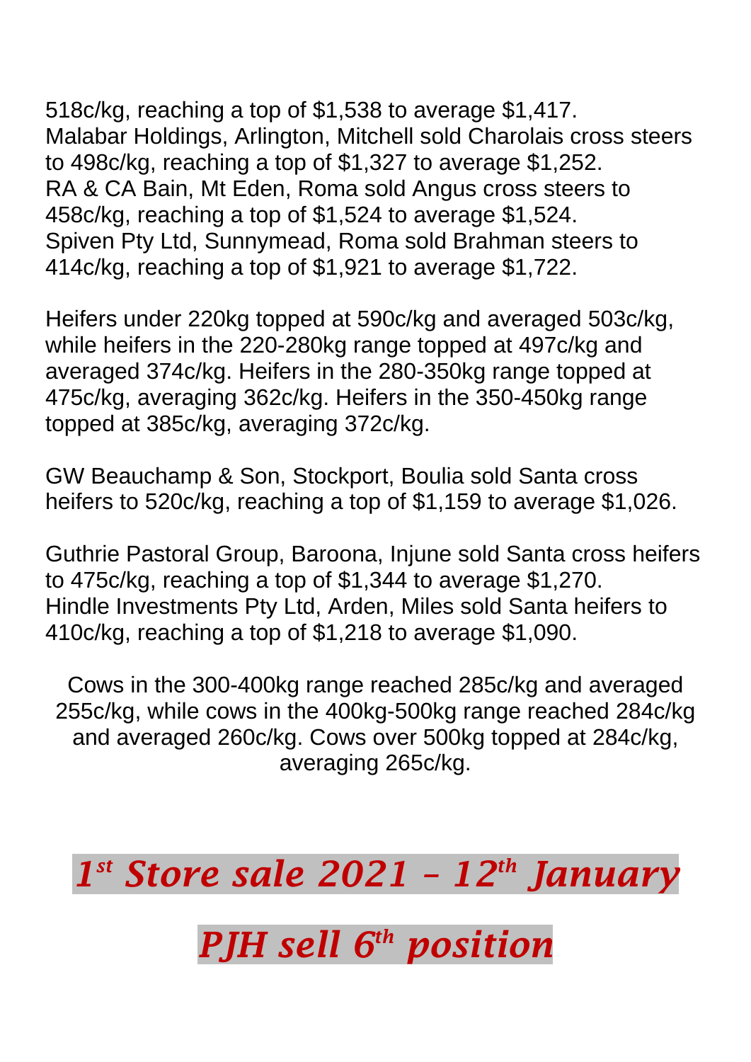518c/kg, reaching a top of $1,538 to average $1,417.
Malabar Holdings, Arlington, Mitchell sold Charolais cross steers to 498c/kg, reaching a top of $1,327 to average $1,252.
RA & CA Bain, Mt Eden, Roma sold Angus cross steers to 458c/kg, reaching a top of $1,524 to average $1,524.
Spiven Pty Ltd, Sunnymead, Roma sold Brahman steers to 414c/kg, reaching a top of $1,921 to average $1,722.

Heifers under 220kg topped at 590c/kg and averaged 503c/kg, while heifers in the 220-280kg range topped at 497c/kg and averaged 374c/kg. Heifers in the 280-350kg range topped at 475c/kg, averaging 362c/kg. Heifers in the 350-450kg range topped at 385c/kg, averaging 372c/kg.

GW Beauchamp & Son, Stockport, Boulia sold Santa cross heifers to 520c/kg, reaching a top of $1,159 to average $1,026.

Guthrie Pastoral Group, Baroona, Injune sold Santa cross heifers to 475c/kg, reaching a top of $1,344 to average $1,270.
Hindle Investments Pty Ltd, Arden, Miles sold Santa heifers to 410c/kg, reaching a top of $1,218 to average $1,090.

Cows in the 300-400kg range reached 285c/kg and averaged 255c/kg, while cows in the 400kg-500kg range reached 284c/kg and averaged 260c/kg. Cows over 500kg topped at 284c/kg, averaging 265c/kg.

## *1st Store sale 2021 – 12th January*

## *PJH sell 6th position*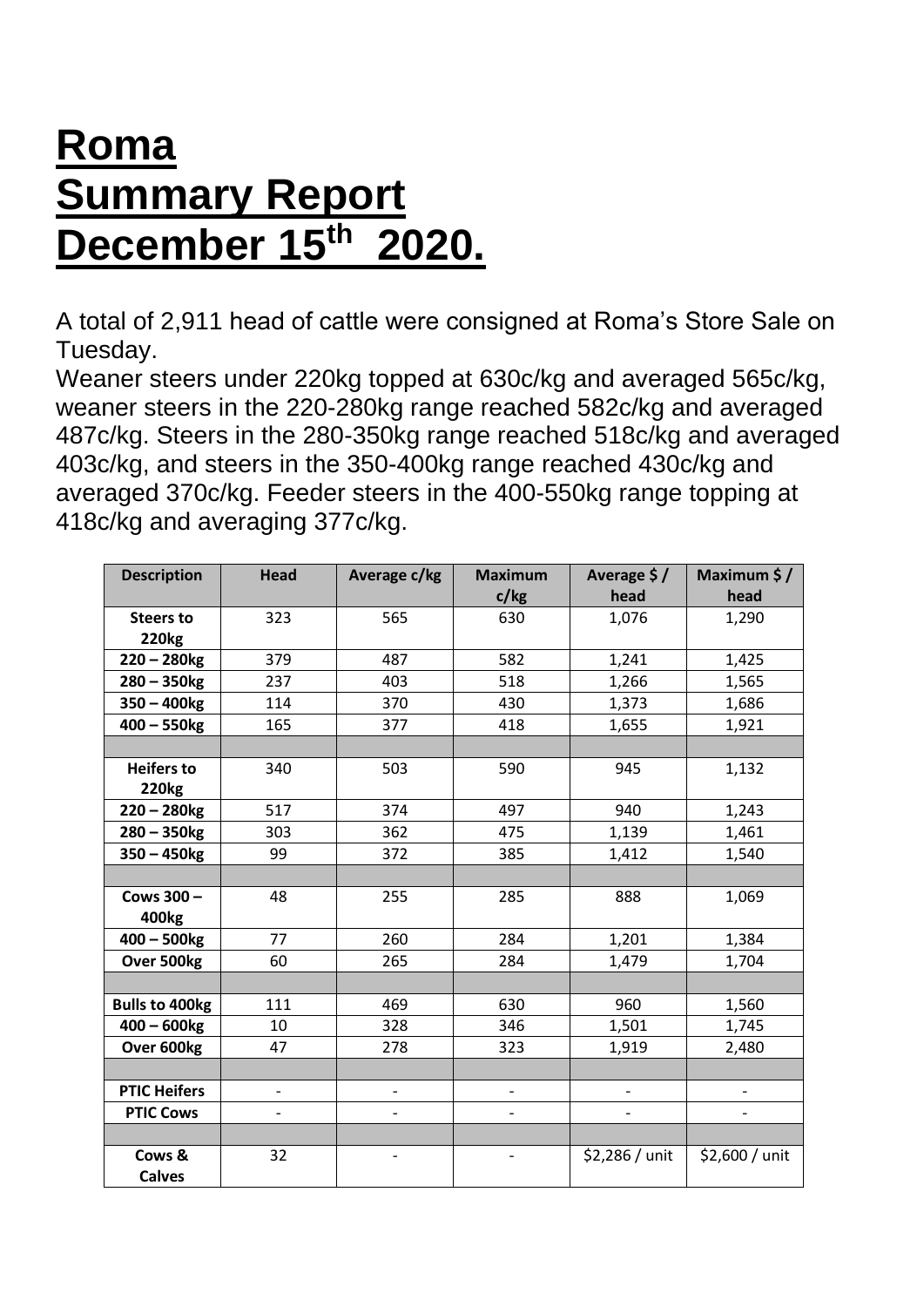# Roma Summary Report December 15th 2020.

A total of 2,911 head of cattle were consigned at Roma's Store Sale on Tuesday.
Weaner steers under 220kg topped at 630c/kg and averaged 565c/kg, weaner steers in the 220-280kg range reached 582c/kg and averaged 487c/kg. Steers in the 280-350kg range reached 518c/kg and averaged 403c/kg, and steers in the 350-400kg range reached 430c/kg and averaged 370c/kg. Feeder steers in the 400-550kg range topping at 418c/kg and averaging 377c/kg.

| Description | Head | Average c/kg | Maximum c/kg | Average $ / head | Maximum $ / head |
|---|---|---|---|---|---|
| **Steers to 220kg** | 323 | 565 | 630 | 1,076 | 1,290 |
| **220 – 280kg** | 379 | 487 | 582 | 1,241 | 1,425 |
| **280 – 350kg** | 237 | 403 | 518 | 1,266 | 1,565 |
| **350 – 400kg** | 114 | 370 | 430 | 1,373 | 1,686 |
| **400 – 550kg** | 165 | 377 | 418 | 1,655 | 1,921 |
| | | | | | |
| **Heifers to 220kg** | 340 | 503 | 590 | 945 | 1,132 |
| **220 – 280kg** | 517 | 374 | 497 | 940 | 1,243 |
| **280 – 350kg** | 303 | 362 | 475 | 1,139 | 1,461 |
| **350 – 450kg** | 99 | 372 | 385 | 1,412 | 1,540 |
| | | | | | |
| **Cows 300 – 400kg** | 48 | 255 | 285 | 888 | 1,069 |
| **400 – 500kg** | 77 | 260 | 284 | 1,201 | 1,384 |
| **Over 500kg** | 60 | 265 | 284 | 1,479 | 1,704 |
| | | | | | |
| **Bulls to 400kg** | 111 | 469 | 630 | 960 | 1,560 |
| **400 – 600kg** | 10 | 328 | 346 | 1,501 | 1,745 |
| **Over 600kg** | 47 | 278 | 323 | 1,919 | 2,480 |
| | | | | | |
| **PTIC Heifers** | - | - | - | - | - |
| **PTIC Cows** | - | - | - | - | - |
| | | | | | |
| **Cows & Calves** | 32 | - | - | $2,286 / unit | $2,600 / unit |